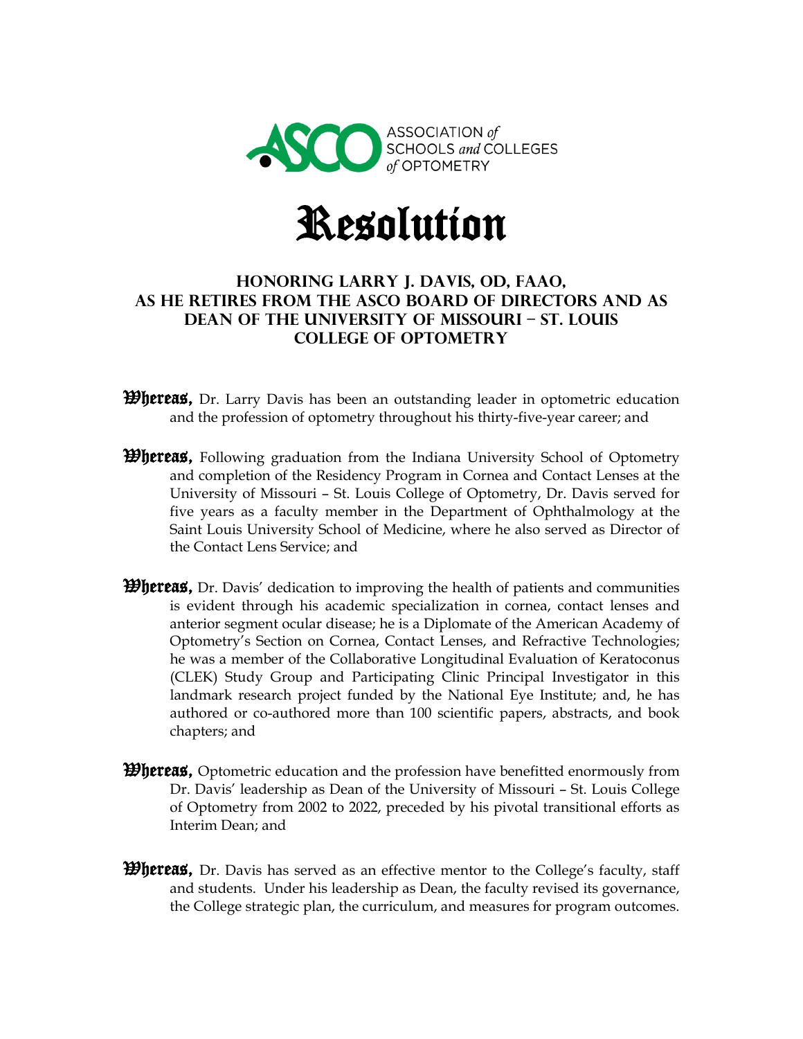ASSOCIATION *of* SCHOOLS *and* COLLEGES *of* OPTOMETRY

# Resolution

## Honoring Larry J. Davis, OD, FAAO, as he retires from the ASCO Board of Directors and as Dean of the University of Missouri – St. Louis College of Optometry

**Whereas,** Dr. Larry Davis has been an outstanding leader in optometric education and the profession of optometry throughout his thirty-five-year career; and

**Whereas,** Following graduation from the Indiana University School of Optometry and completion of the Residency Program in Cornea and Contact Lenses at the University of Missouri – St. Louis College of Optometry, Dr. Davis served for five years as a faculty member in the Department of Ophthalmology at the Saint Louis University School of Medicine, where he also served as Director of the Contact Lens Service; and

**Whereas,** Dr. Davis' dedication to improving the health of patients and communities is evident through his academic specialization in cornea, contact lenses and anterior segment ocular disease; he is a Diplomate of the American Academy of Optometry's Section on Cornea, Contact Lenses, and Refractive Technologies; he was a member of the Collaborative Longitudinal Evaluation of Keratoconus (CLEK) Study Group and Participating Clinic Principal Investigator in this landmark research project funded by the National Eye Institute; and, he has authored or co-authored more than 100 scientific papers, abstracts, and book chapters; and

**Whereas,** Optometric education and the profession have benefitted enormously from Dr. Davis' leadership as Dean of the University of Missouri – St. Louis College of Optometry from 2002 to 2022, preceded by his pivotal transitional efforts as Interim Dean; and

**Whereas,** Dr. Davis has served as an effective mentor to the College's faculty, staff and students. Under his leadership as Dean, the faculty revised its governance, the College strategic plan, the curriculum, and measures for program outcomes.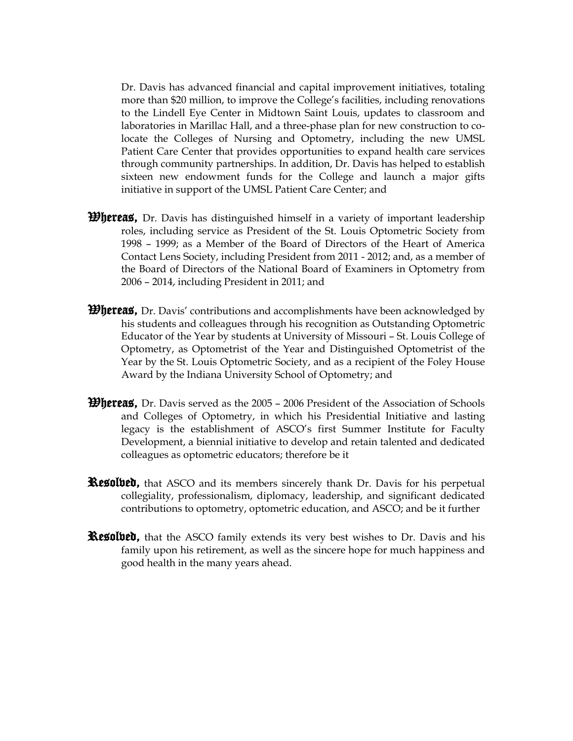Dr. Davis has advanced financial and capital improvement initiatives, totaling more than $20 million, to improve the College's facilities, including renovations to the Lindell Eye Center in Midtown Saint Louis, updates to classroom and laboratories in Marillac Hall, and a three-phase plan for new construction to co-locate the Colleges of Nursing and Optometry, including the new UMSL Patient Care Center that provides opportunities to expand health care services through community partnerships. In addition, Dr. Davis has helped to establish sixteen new endowment funds for the College and launch a major gifts initiative in support of the UMSL Patient Care Center; and

**Whereas,** Dr. Davis has distinguished himself in a variety of important leadership roles, including service as President of the St. Louis Optometric Society from 1998 – 1999; as a Member of the Board of Directors of the Heart of America Contact Lens Society, including President from 2011 - 2012; and, as a member of the Board of Directors of the National Board of Examiners in Optometry from 2006 – 2014, including President in 2011; and

**Whereas,** Dr. Davis' contributions and accomplishments have been acknowledged by his students and colleagues through his recognition as Outstanding Optometric Educator of the Year by students at University of Missouri – St. Louis College of Optometry, as Optometrist of the Year and Distinguished Optometrist of the Year by the St. Louis Optometric Society, and as a recipient of the Foley House Award by the Indiana University School of Optometry; and

**Whereas,** Dr. Davis served as the 2005 – 2006 President of the Association of Schools and Colleges of Optometry, in which his Presidential Initiative and lasting legacy is the establishment of ASCO's first Summer Institute for Faculty Development, a biennial initiative to develop and retain talented and dedicated colleagues as optometric educators; therefore be it

**Resolved,** that ASCO and its members sincerely thank Dr. Davis for his perpetual collegiality, professionalism, diplomacy, leadership, and significant dedicated contributions to optometry, optometric education, and ASCO; and be it further

**Resolved,** that the ASCO family extends its very best wishes to Dr. Davis and his family upon his retirement, as well as the sincere hope for much happiness and good health in the many years ahead.